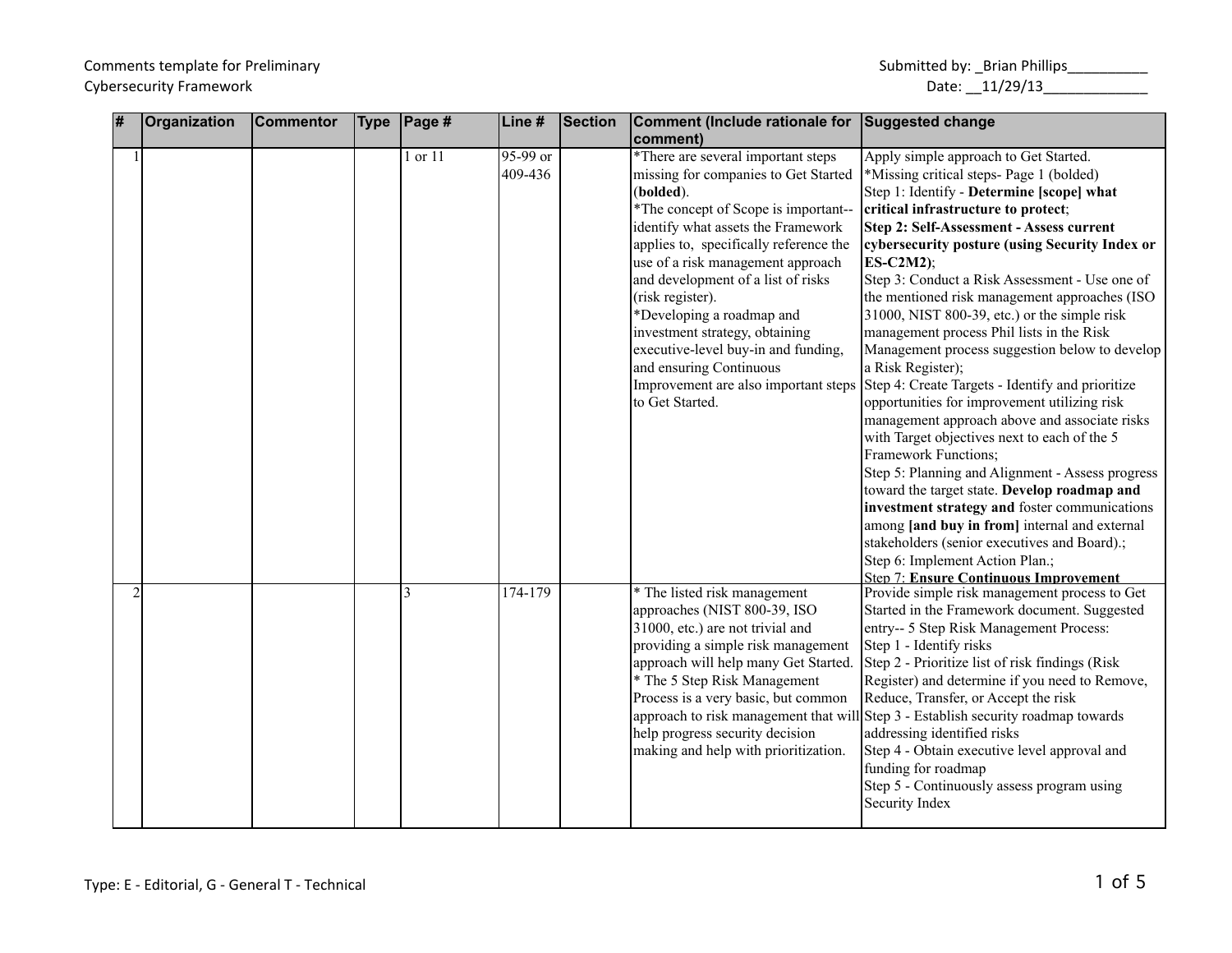Comments template for Preliminary Cybersecurity Framework

Submitted by: _Brian Phillips__________

Date: __11/29/13_____________

| # | Organization | Commentor | Type | Page # | Line # | Section | Comment (Include rationale for comment) | Suggested change |
|---|---|---|---|---|---|---|---|---|
| 1 | | | | 1 or 11 | 95-99 or 409-436 | | *There are several important steps missing for companies to Get Started (**bolded**).<br>*The concept of Scope is important--identify what assets the Framework applies to, specifically reference the use of a risk management approach and development of a list of risks (risk register).<br>*Developing a roadmap and investment strategy, obtaining executive-level buy-in and funding, and ensuring Continuous Improvement are also important steps to Get Started. | Apply simple approach to Get Started.<br>*Missing critical steps- Page 1 (bolded)<br>Step 1: Identify - **Determine [scope] what critical infrastructure to protect**;<br>**Step 2: Self-Assessment - Assess current cybersecurity posture (using Security Index or ES-C2M2)**;<br>Step 3: Conduct a Risk Assessment - Use one of the mentioned risk management approaches (ISO 31000, NIST 800-39, etc.) or the simple risk management process Phil lists in the Risk Management process suggestion below to develop a Risk Register);<br>Step 4: Create Targets - Identify and prioritize opportunities for improvement utilizing risk management approach above and associate risks with Target objectives next to each of the 5 Framework Functions;<br>Step 5: Planning and Alignment - Assess progress toward the target state. **Develop roadmap and investment strategy and** foster communications among **[and buy in from]** internal and external stakeholders (senior executives and Board).;<br>Step 6: Implement Action Plan.;<br>Step 7: **Ensure Continuous Improvement** |
| 2 | | | | 3 | 174-179 | | * The listed risk management approaches (NIST 800-39, ISO 31000, etc.) are not trivial and providing a simple risk management approach will help many Get Started.<br>* The 5 Step Risk Management Process is a very basic, but common approach to risk management that will help progress security decision making and help with prioritization. | Provide simple risk management process to Get Started in the Framework document. Suggested entry-- 5 Step Risk Management Process:<br>Step 1 - Identify risks<br>Step 2 - Prioritize list of risk findings (Risk Register) and determine if you need to Remove, Reduce, Transfer, or Accept the risk<br>Step 3 - Establish security roadmap towards addressing identified risks<br>Step 4 - Obtain executive level approval and funding for roadmap<br>Step 5 - Continuously assess program using Security Index |

Type: E - Editorial, G - General T - Technical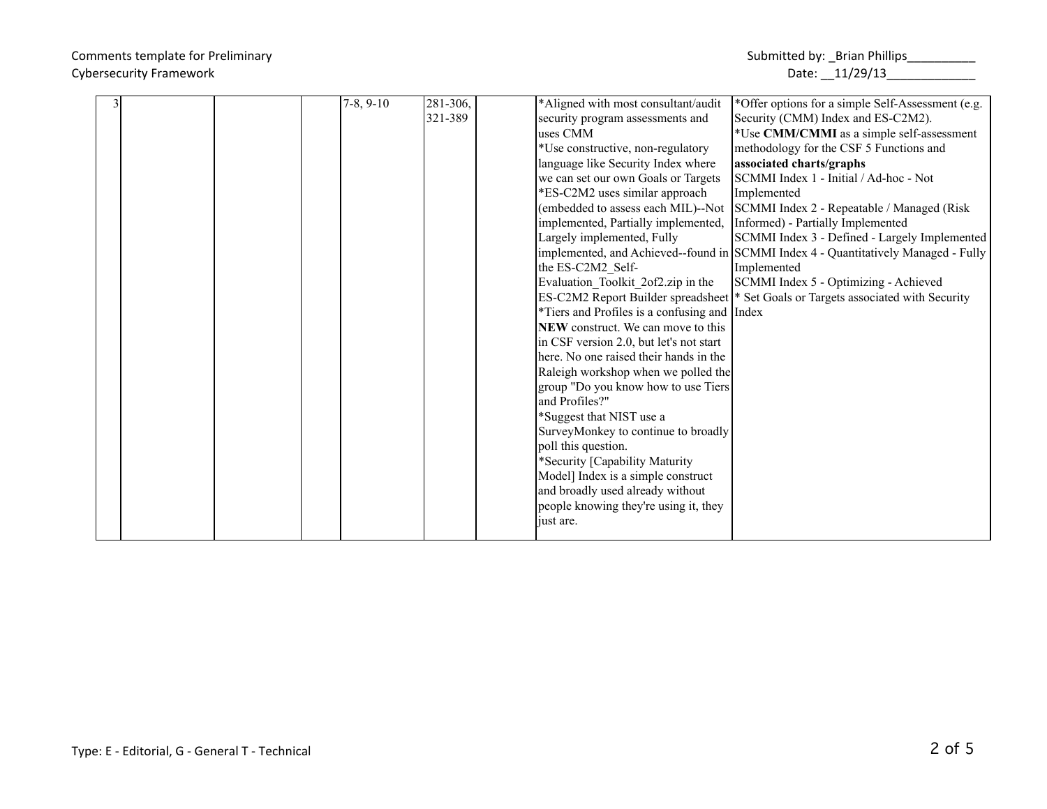Comments template for Preliminary Cybersecurity Framework

Submitted by: _Brian Phillips__________
Date: __11/29/13_____________

| | | | | | | | | |
|---|---|---|---|---|---|---|---|---|
| 3 | | | | 7-8, 9-10 | 281-306, 321-389 | | *Aligned with most consultant/audit security program assessments and uses CMM<br>*Use constructive, non-regulatory language like Security Index where we can set our own Goals or Targets<br>*ES-C2M2 uses similar approach (embedded to assess each MIL)--Not implemented, Partially implemented, Largely implemented, Fully implemented, and Achieved--found in the ES-C2M2_Self-Evaluation_Toolkit_2of2.zip in the ES-C2M2 Report Builder spreadsheet<br>*Tiers and Profiles is a confusing and **NEW** construct. We can move to this in CSF version 2.0, but let's not start here. No one raised their hands in the Raleigh workshop when we polled the group "Do you know how to use Tiers and Profiles?"<br>*Suggest that NIST use a SurveyMonkey to continue to broadly poll this question.<br>*Security [Capability Maturity Model] Index is a simple construct and broadly used already without people knowing they're using it, they just are. | *Offer options for a simple Self-Assessment (e.g. Security (CMM) Index and ES-C2M2).<br>*Use **CMM/CMMI** as a simple self-assessment methodology for the CSF 5 Functions and **associated charts/graphs**<br>SCMMI Index 1 - Initial / Ad-hoc - Not Implemented<br>SCMMI Index 2 - Repeatable / Managed (Risk Informed) - Partially Implemented<br>SCMMI Index 3 - Defined - Largely Implemented<br>SCMMI Index 4 - Quantitatively Managed - Fully Implemented<br>SCMMI Index 5 - Optimizing - Achieved<br>* Set Goals or Targets associated with Security Index |

Type: E - Editorial, G - General T - Technical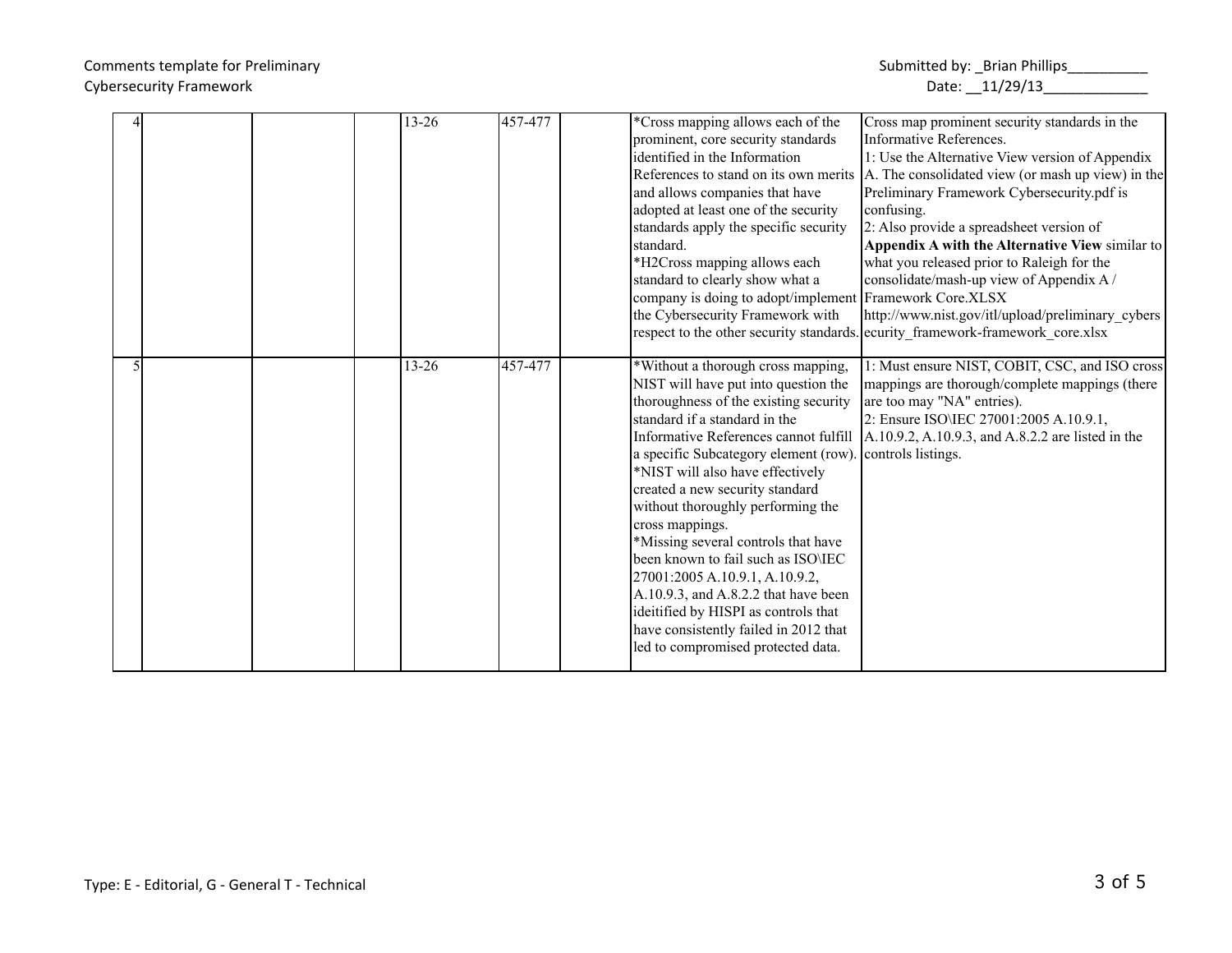| | | | | | | | | |
|---|---|---|---|---|---|---|---|---|
| 4 | | | | 13-26 | 457-477 | | *Cross mapping allows each of the prominent, core security standards identified in the Information References to stand on its own merits and allows companies that have adopted at least one of the security standards apply the specific security standard.<br>*H2Cross mapping allows each standard to clearly show what a company is doing to adopt/implement the Cybersecurity Framework with respect to the other security standards. | Cross map prominent security standards in the Informative References.<br>1: Use the Alternative View version of Appendix A. The consolidated view (or mash up view) in the Preliminary Framework Cybersecurity.pdf is confusing.<br>2: Also provide a spreadsheet version of **Appendix A with the Alternative View** similar to what you released prior to Raleigh for the consolidate/mash-up view of Appendix A / Framework Core.XLSX<br>http://www.nist.gov/itl/upload/preliminary_cybersecurity_framework-framework_core.xlsx |
| 5 | | | | 13-26 | 457-477 | | *Without a thorough cross mapping, NIST will have put into question the thoroughness of the existing security standard if a standard in the Informative References cannot fulfill a specific Subcategory element (row).<br>*NIST will also have effectively created a new security standard without thoroughly performing the cross mappings.<br>*Missing several controls that have been known to fail such as ISO\IEC 27001:2005 A.10.9.1, A.10.9.2, A.10.9.3, and A.8.2.2 that have been ideitified by HISPI as controls that have consistently failed in 2012 that led to compromised protected data. | 1: Must ensure NIST, COBIT, CSC, and ISO cross mappings are thorough/complete mappings (there are too may "NA" entries).<br>2: Ensure ISO\IEC 27001:2005 A.10.9.1, A.10.9.2, A.10.9.3, and A.8.2.2 are listed in the controls listings. |

Type: E - Editorial, G - General T - Technical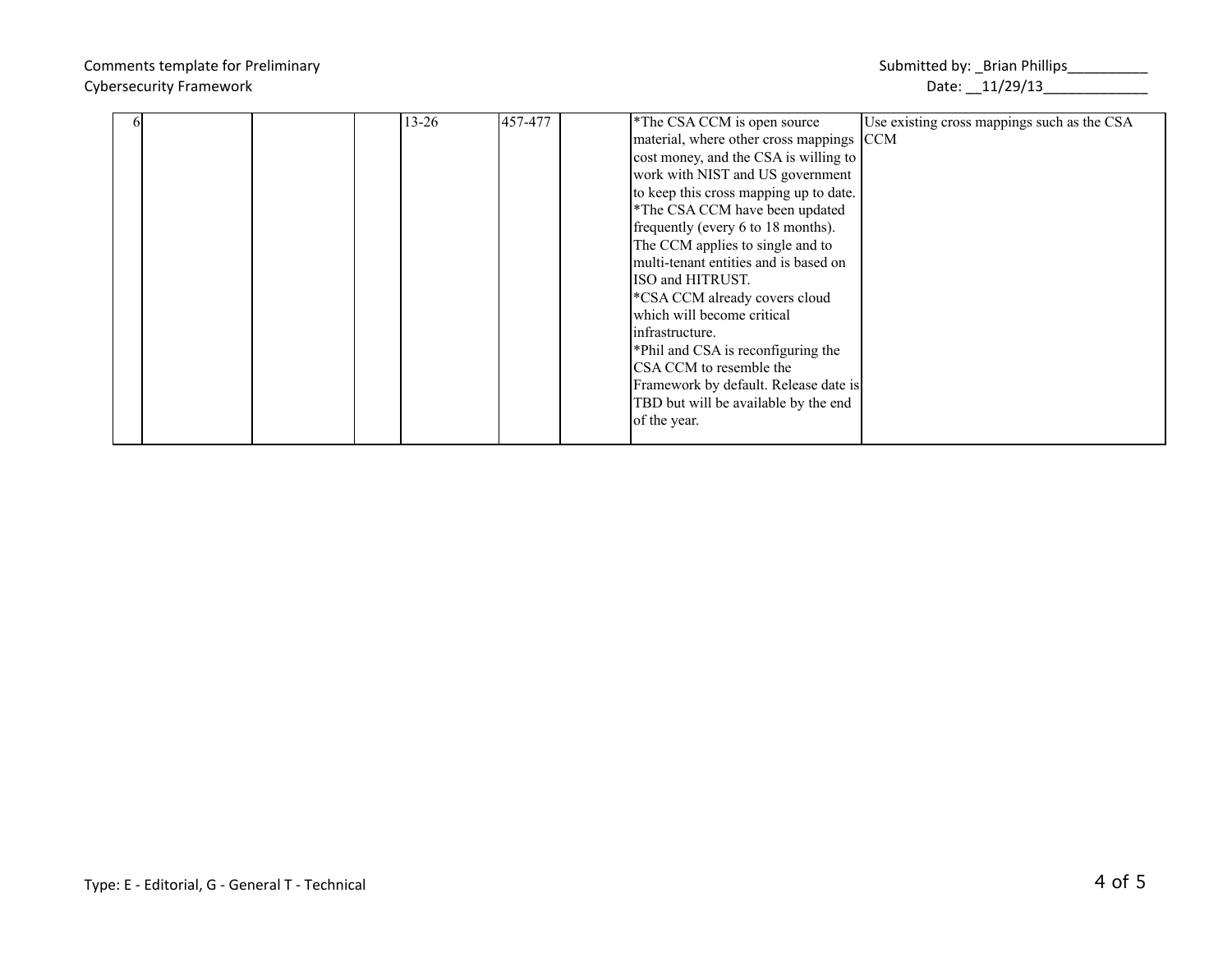| | | | | | | | | |
|---|---|---|---|---|---|---|---|---|
| 6 | | | | 13-26 | 457-477 | | *The CSA CCM is open source material, where other cross mappings cost money, and the CSA is willing to work with NIST and US government to keep this cross mapping up to date.<br>*The CSA CCM have been updated frequently (every 6 to 18 months). The CCM applies to single and to multi-tenant entities and is based on ISO and HITRUST.<br>*CSA CCM already covers cloud which will become critical infrastructure.<br>*Phil and CSA is reconfiguring the CSA CCM to resemble the Framework by default. Release date is TBD but will be available by the end of the year. | Use existing cross mappings such as the CSA CCM |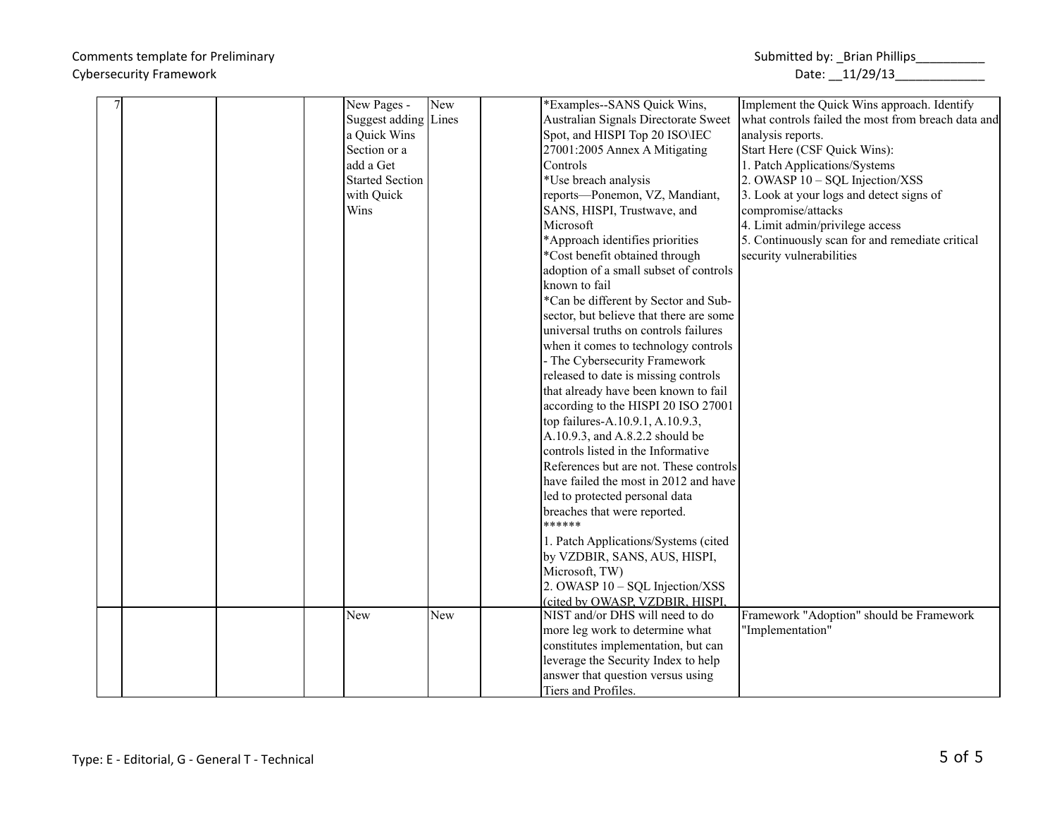| | | | | | | | | |
|---|---|---|---|---|---|---|---|---|
| 7 | | | | New Pages - Suggest adding a Quick Wins Section or a add a Get Started Section with Quick Wins | New Lines | | *Examples--SANS Quick Wins, Australian Signals Directorate Sweet Spot, and HISPI Top 20 ISO\IEC 27001:2005 Annex A Mitigating Controls<br>*Use breach analysis reports—Ponemon, VZ, Mandiant, SANS, HISPI, Trustwave, and Microsoft<br>*Approach identifies priorities<br>*Cost benefit obtained through adoption of a small subset of controls known to fail<br>*Can be different by Sector and Sub-sector, but believe that there are some universal truths on controls failures when it comes to technology controls<br>- The Cybersecurity Framework released to date is missing controls that already have been known to fail according to the HISPI 20 ISO 27001 top failures-A.10.9.1, A.10.9.3, A.10.9.3, and A.8.2.2 should be controls listed in the Informative References but are not. These controls have failed the most in 2012 and have led to protected personal data breaches that were reported.<br>******<br>1. Patch Applications/Systems (cited by VZDBIR, SANS, AUS, HISPI, Microsoft, TW)<br>2. OWASP 10 – SQL Injection/XSS (cited by OWASP, VZDBIR, HISPI, | Implement the Quick Wins approach. Identify what controls failed the most from breach data and analysis reports.<br>Start Here (CSF Quick Wins):<br>1. Patch Applications/Systems<br>2. OWASP 10 – SQL Injection/XSS<br>3. Look at your logs and detect signs of compromise/attacks<br>4. Limit admin/privilege access<br>5. Continuously scan for and remediate critical security vulnerabilities |
| | | | | New | New | | NIST and/or DHS will need to do more leg work to determine what constitutes implementation, but can leverage the Security Index to help answer that question versus using Tiers and Profiles. | Framework "Adoption" should be Framework "Implementation" |

Type: E - Editorial, G - General T - Technical